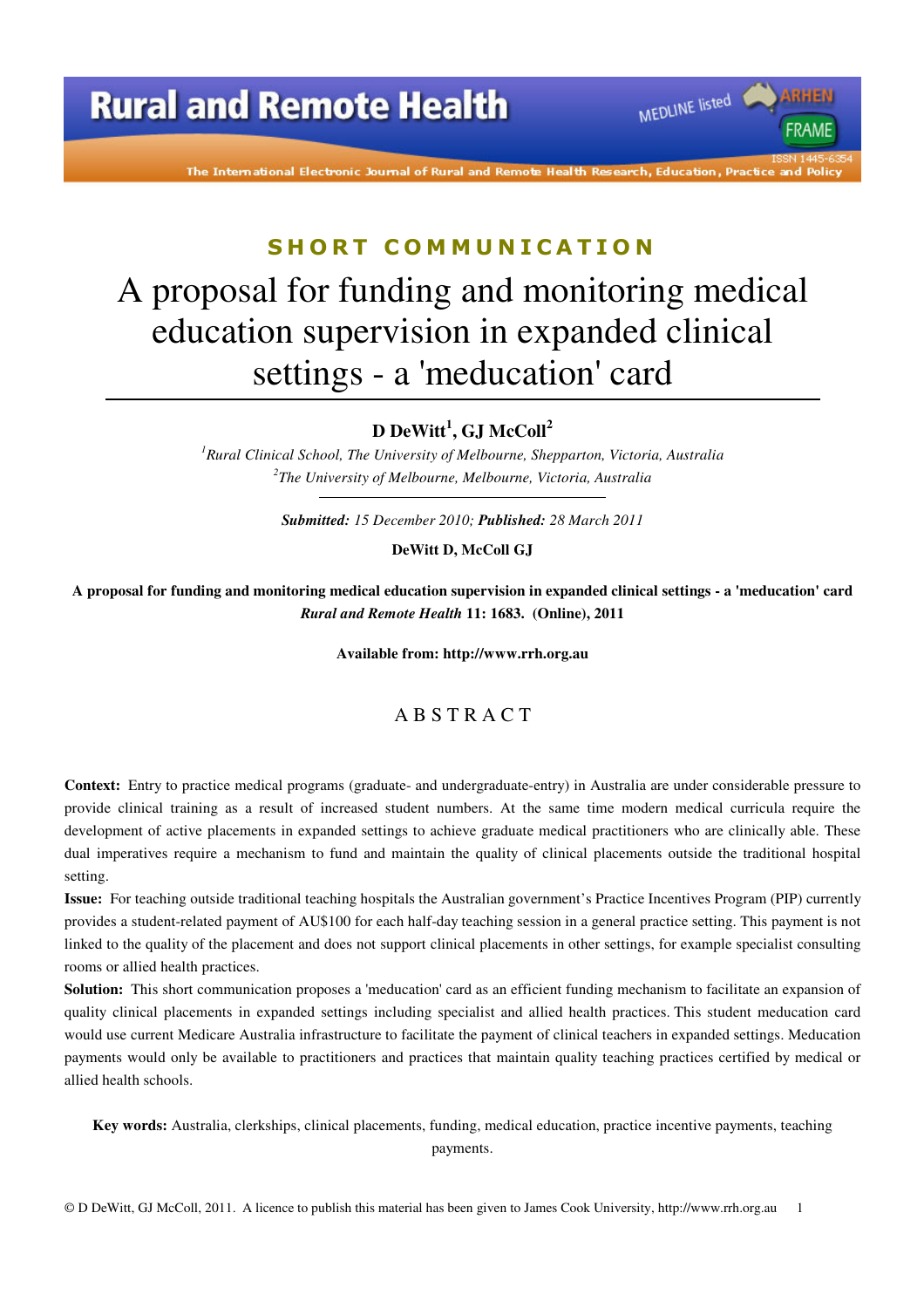**SHORT COMMUNICATION**

# A proposal for funding and monitoring medical education supervision in expanded clinical settings - a 'meducation' card

**D DeWitt[1], GJ McColl[2]**

[1]*Rural Clinical School, The University of Melbourne, Shepparton, Victoria, Australia*
[2]*The University of Melbourne, Melbourne, Victoria, Australia*

***Submitted:** 15 December 2010; **Published:** 28 March 2011*

**DeWitt D, McColl GJ**

**A proposal for funding and monitoring medical education supervision in expanded clinical settings - a 'meducation' card**
***Rural and Remote Health* 11: 1683. (Online), 2011**

**Available from: http://www.rrh.org.au**

## ABSTRACT

**Context:** Entry to practice medical programs (graduate- and undergraduate-entry) in Australia are under considerable pressure to provide clinical training as a result of increased student numbers. At the same time modern medical curricula require the development of active placements in expanded settings to achieve graduate medical practitioners who are clinically able. These dual imperatives require a mechanism to fund and maintain the quality of clinical placements outside the traditional hospital setting.

**Issue:** For teaching outside traditional teaching hospitals the Australian government's Practice Incentives Program (PIP) currently provides a student-related payment of AU$100 for each half-day teaching session in a general practice setting. This payment is not linked to the quality of the placement and does not support clinical placements in other settings, for example specialist consulting rooms or allied health practices.

**Solution:** This short communication proposes a 'meducation' card as an efficient funding mechanism to facilitate an expansion of quality clinical placements in expanded settings including specialist and allied health practices. This student meducation card would use current Medicare Australia infrastructure to facilitate the payment of clinical teachers in expanded settings. Meducation payments would only be available to practitioners and practices that maintain quality teaching practices certified by medical or allied health schools.

**Key words:** Australia, clerkships, clinical placements, funding, medical education, practice incentive payments, teaching payments.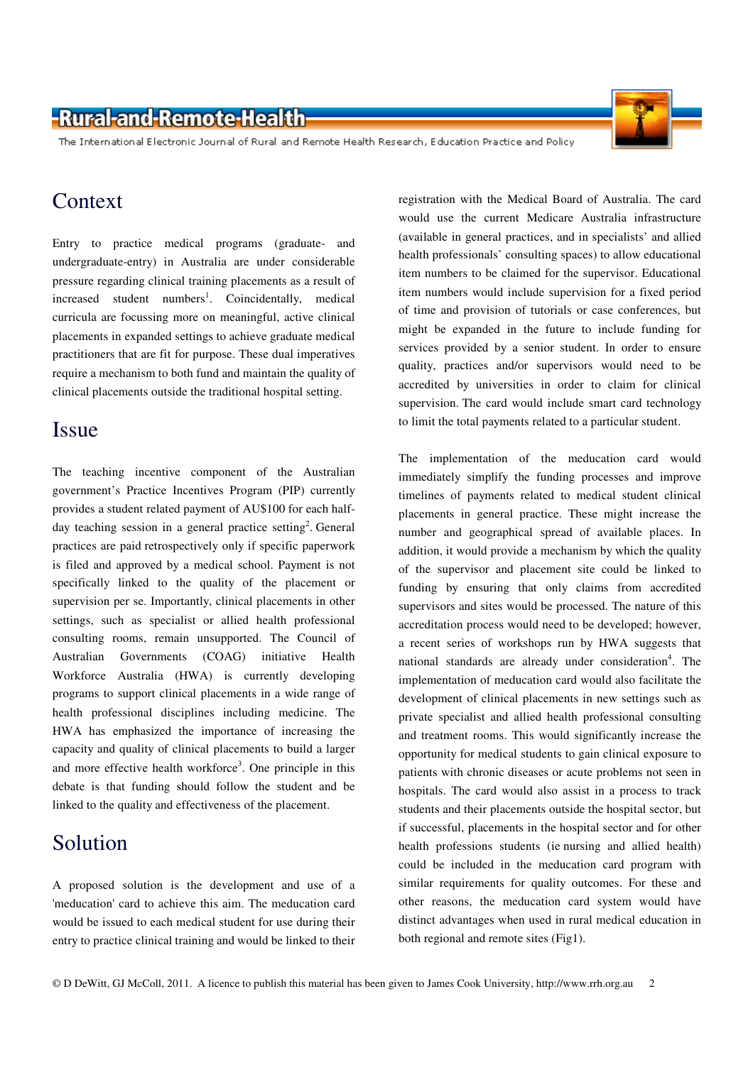## Context

Entry to practice medical programs (graduate- and undergraduate-entry) in Australia are under considerable pressure regarding clinical training placements as a result of increased student numbers[1]. Coincidentally, medical curricula are focussing more on meaningful, active clinical placements in expanded settings to achieve graduate medical practitioners that are fit for purpose. These dual imperatives require a mechanism to both fund and maintain the quality of clinical placements outside the traditional hospital setting.

## Issue

The teaching incentive component of the Australian government's Practice Incentives Program (PIP) currently provides a student related payment of AU$100 for each half-day teaching session in a general practice setting[2]. General practices are paid retrospectively only if specific paperwork is filed and approved by a medical school. Payment is not specifically linked to the quality of the placement or supervision per se. Importantly, clinical placements in other settings, such as specialist or allied health professional consulting rooms, remain unsupported. The Council of Australian Governments (COAG) initiative Health Workforce Australia (HWA) is currently developing programs to support clinical placements in a wide range of health professional disciplines including medicine. The HWA has emphasized the importance of increasing the capacity and quality of clinical placements to build a larger and more effective health workforce[3]. One principle in this debate is that funding should follow the student and be linked to the quality and effectiveness of the placement.

## Solution

A proposed solution is the development and use of a 'meducation' card to achieve this aim. The meducation card would be issued to each medical student for use during their entry to practice clinical training and would be linked to their registration with the Medical Board of Australia. The card would use the current Medicare Australia infrastructure (available in general practices, and in specialists' and allied health professionals' consulting spaces) to allow educational item numbers to be claimed for the supervisor. Educational item numbers would include supervision for a fixed period of time and provision of tutorials or case conferences, but might be expanded in the future to include funding for services provided by a senior student. In order to ensure quality, practices and/or supervisors would need to be accredited by universities in order to claim for clinical supervision. The card would include smart card technology to limit the total payments related to a particular student.

The implementation of the meducation card would immediately simplify the funding processes and improve timelines of payments related to medical student clinical placements in general practice. These might increase the number and geographical spread of available places. In addition, it would provide a mechanism by which the quality of the supervisor and placement site could be linked to funding by ensuring that only claims from accredited supervisors and sites would be processed. The nature of this accreditation process would need to be developed; however, a recent series of workshops run by HWA suggests that national standards are already under consideration[4]. The implementation of meducation card would also facilitate the development of clinical placements in new settings such as private specialist and allied health professional consulting and treatment rooms. This would significantly increase the opportunity for medical students to gain clinical exposure to patients with chronic diseases or acute problems not seen in hospitals. The card would also assist in a process to track students and their placements outside the hospital sector, but if successful, placements in the hospital sector and for other health professions students (ie nursing and allied health) could be included in the meducation card program with similar requirements for quality outcomes. For these and other reasons, the meducation card system would have distinct advantages when used in rural medical education in both regional and remote sites (Fig1).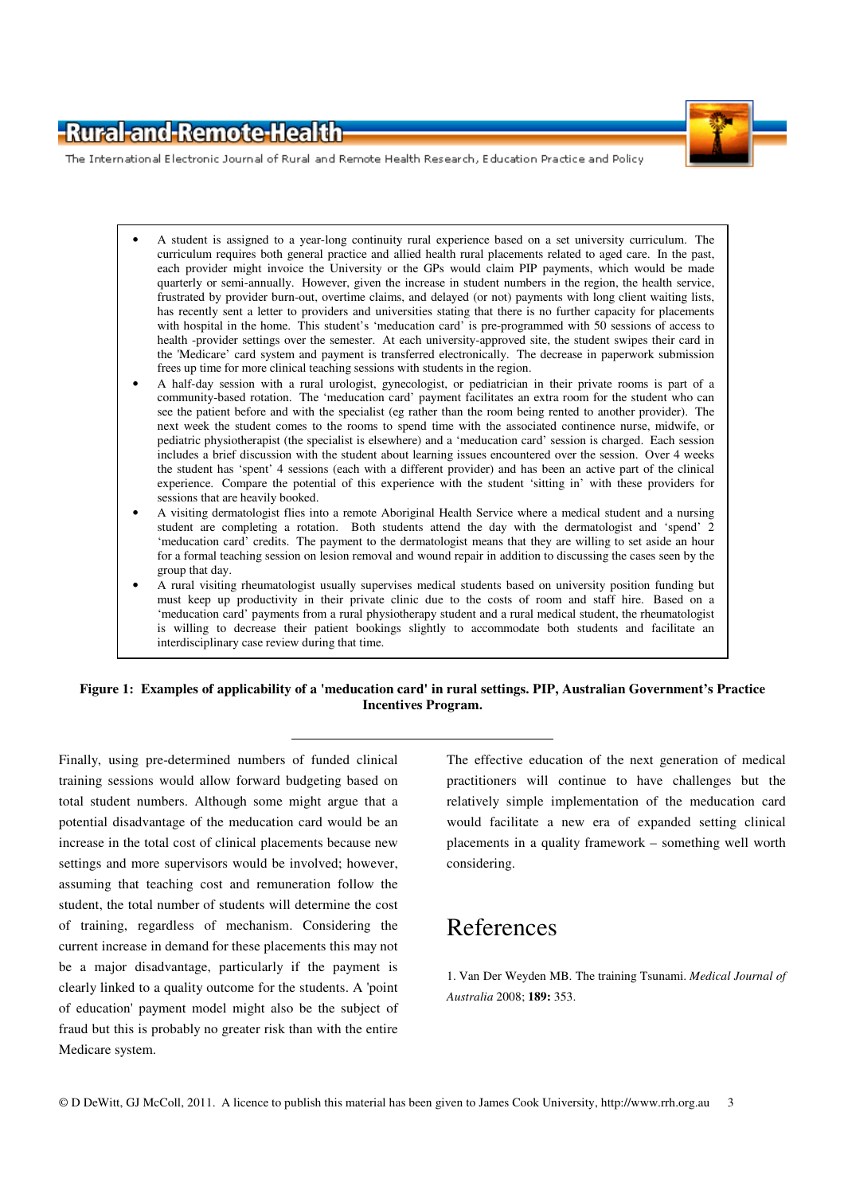- A student is assigned to a year-long continuity rural experience based on a set university curriculum. The curriculum requires both general practice and allied health rural placements related to aged care. In the past, each provider might invoice the University or the GPs would claim PIP payments, which would be made quarterly or semi-annually. However, given the increase in student numbers in the region, the health service, frustrated by provider burn-out, overtime claims, and delayed (or not) payments with long client waiting lists, has recently sent a letter to providers and universities stating that there is no further capacity for placements with hospital in the home. This student's 'meducation card' is pre-programmed with 50 sessions of access to health -provider settings over the semester. At each university-approved site, the student swipes their card in the 'Medicare' card system and payment is transferred electronically. The decrease in paperwork submission frees up time for more clinical teaching sessions with students in the region.
- A half-day session with a rural urologist, gynecologist, or pediatrician in their private rooms is part of a community-based rotation. The 'meducation card' payment facilitates an extra room for the student who can see the patient before and with the specialist (eg rather than the room being rented to another provider). The next week the student comes to the rooms to spend time with the associated continence nurse, midwife, or pediatric physiotherapist (the specialist is elsewhere) and a 'meducation card' session is charged. Each session includes a brief discussion with the student about learning issues encountered over the session. Over 4 weeks the student has 'spent' 4 sessions (each with a different provider) and has been an active part of the clinical experience. Compare the potential of this experience with the student 'sitting in' with these providers for sessions that are heavily booked.
- A visiting dermatologist flies into a remote Aboriginal Health Service where a medical student and a nursing student are completing a rotation. Both students attend the day with the dermatologist and 'spend' 2 'meducation card' credits. The payment to the dermatologist means that they are willing to set aside an hour for a formal teaching session on lesion removal and wound repair in addition to discussing the cases seen by the group that day.
- A rural visiting rheumatologist usually supervises medical students based on university position funding but must keep up productivity in their private clinic due to the costs of room and staff hire. Based on a 'meducation card' payments from a rural physiotherapy student and a rural medical student, the rheumatologist is willing to decrease their patient bookings slightly to accommodate both students and facilitate an interdisciplinary case review during that time.

**Figure 1: Examples of applicability of a 'meducation card' in rural settings. PIP, Australian Government's Practice Incentives Program.**

---

Finally, using pre-determined numbers of funded clinical training sessions would allow forward budgeting based on total student numbers. Although some might argue that a potential disadvantage of the meducation card would be an increase in the total cost of clinical placements because new settings and more supervisors would be involved; however, assuming that teaching cost and remuneration follow the student, the total number of students will determine the cost of training, regardless of mechanism. Considering the current increase in demand for these placements this may not be a major disadvantage, particularly if the payment is clearly linked to a quality outcome for the students. A 'point of education' payment model might also be the subject of fraud but this is probably no greater risk than with the entire Medicare system.

The effective education of the next generation of medical practitioners will continue to have challenges but the relatively simple implementation of the meducation card would facilitate a new era of expanded setting clinical placements in a quality framework – something well worth considering.

# References

1. Van Der Weyden MB. The training Tsunami. *Medical Journal of Australia* 2008; **189:** 353.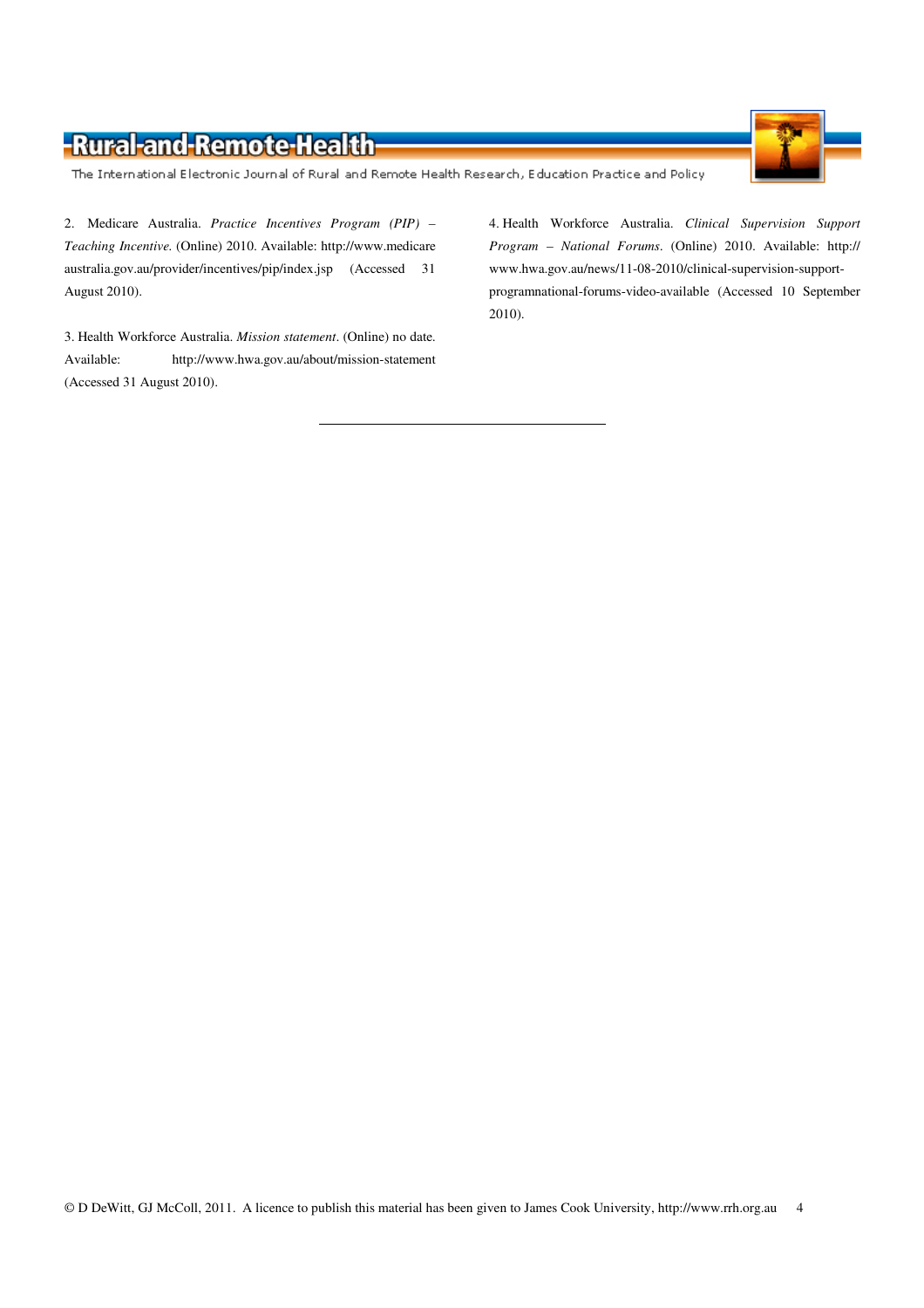2. Medicare Australia. *Practice Incentives Program (PIP) – Teaching Incentive.* (Online) 2010. Available: http://www.medicareaustralia.gov.au/provider/incentives/pip/index.jsp (Accessed 31 August 2010).

3. Health Workforce Australia. *Mission statement*. (Online) no date. Available: http://www.hwa.gov.au/about/mission-statement (Accessed 31 August 2010).

4. Health Workforce Australia. *Clinical Supervision Support Program – National Forums*. (Online) 2010. Available: http://www.hwa.gov.au/news/11-08-2010/clinical-supervision-support-programnational-forums-video-available (Accessed 10 September 2010).

---

© D DeWitt, GJ McColl, 2011. A licence to publish this material has been given to James Cook University, http://www.rrh.org.au